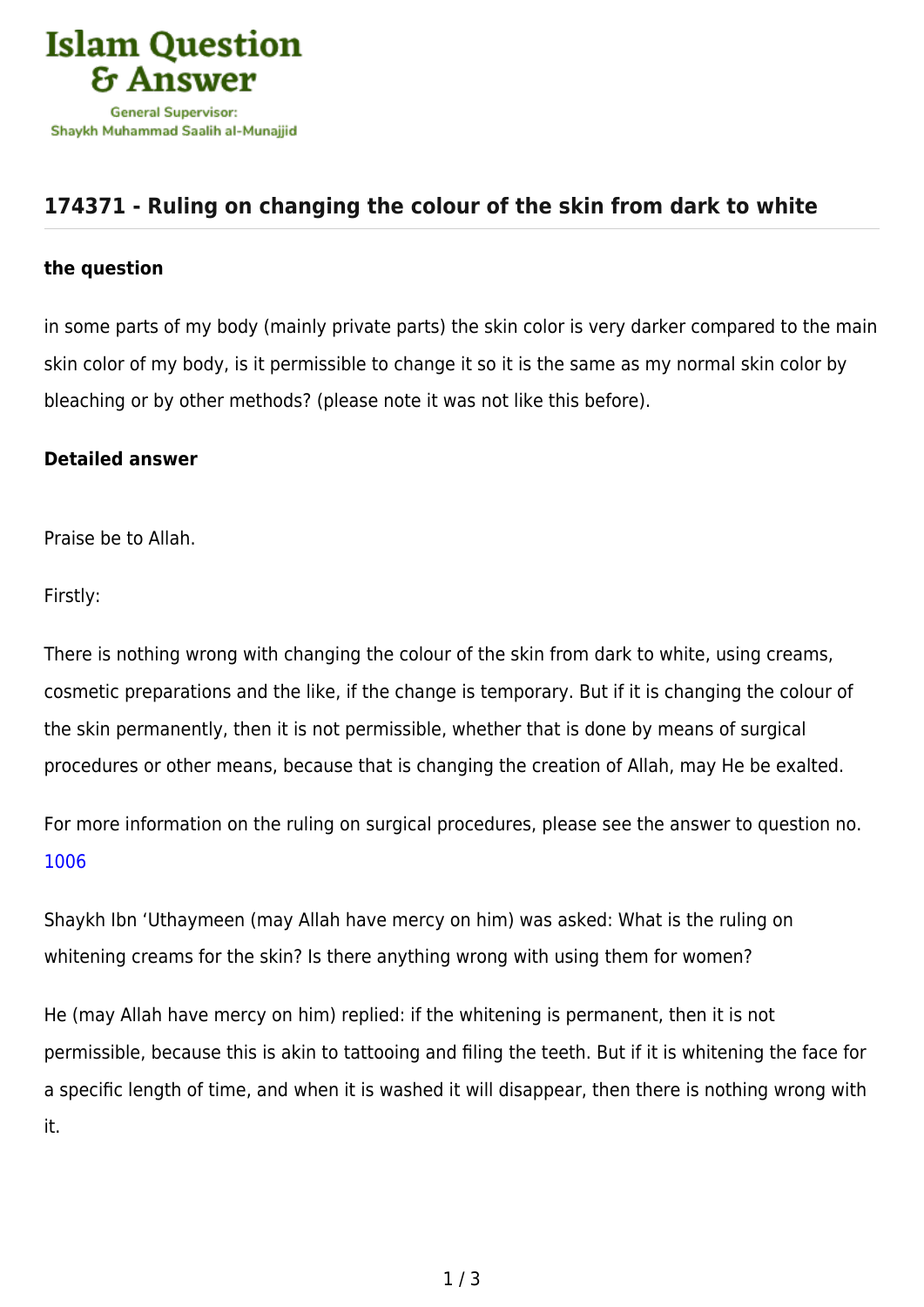# Islam Question & Answer

General Supervisor: Shaykh Muhammad Saalih al-Munajjid

## 174371 - Ruling on changing the colour of the skin from dark to white

### the question

in some parts of my body (mainly private parts) the skin color is very darker compared to the main skin color of my body, is it permissible to change it so it is the same as my normal skin color by bleaching or by other methods? (please note it was not like this before).

### Detailed answer

Praise be to Allah.

Firstly:

There is nothing wrong with changing the colour of the skin from dark to white, using creams, cosmetic preparations and the like, if the change is temporary. But if it is changing the colour of the skin permanently, then it is not permissible, whether that is done by means of surgical procedures or other means, because that is changing the creation of Allah, may He be exalted.

For more information on the ruling on surgical procedures, please see the answer to question no. 1006

Shaykh Ibn 'Uthaymeen (may Allah have mercy on him) was asked: What is the ruling on whitening creams for the skin? Is there anything wrong with using them for women?

He (may Allah have mercy on him) replied: if the whitening is permanent, then it is not permissible, because this is akin to tattooing and filing the teeth. But if it is whitening the face for a specific length of time, and when it is washed it will disappear, then there is nothing wrong with it.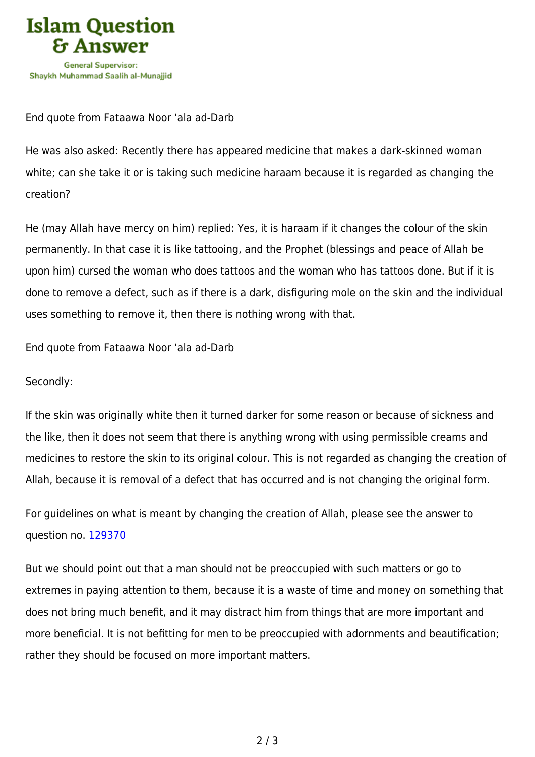End quote from Fataawa Noor ‘ala ad-Darb

He was also asked: Recently there has appeared medicine that makes a dark-skinned woman white; can she take it or is taking such medicine haraam because it is regarded as changing the creation?

He (may Allah have mercy on him) replied: Yes, it is haraam if it changes the colour of the skin permanently. In that case it is like tattooing, and the Prophet (blessings and peace of Allah be upon him) cursed the woman who does tattoos and the woman who has tattoos done. But if it is done to remove a defect, such as if there is a dark, disfiguring mole on the skin and the individual uses something to remove it, then there is nothing wrong with that.

End quote from Fataawa Noor ‘ala ad-Darb

Secondly:

If the skin was originally white then it turned darker for some reason or because of sickness and the like, then it does not seem that there is anything wrong with using permissible creams and medicines to restore the skin to its original colour. This is not regarded as changing the creation of Allah, because it is removal of a defect that has occurred and is not changing the original form.

For guidelines on what is meant by changing the creation of Allah, please see the answer to question no. 129370

But we should point out that a man should not be preoccupied with such matters or go to extremes in paying attention to them, because it is a waste of time and money on something that does not bring much benefit, and it may distract him from things that are more important and more beneficial. It is not befitting for men to be preoccupied with adornments and beautification; rather they should be focused on more important matters.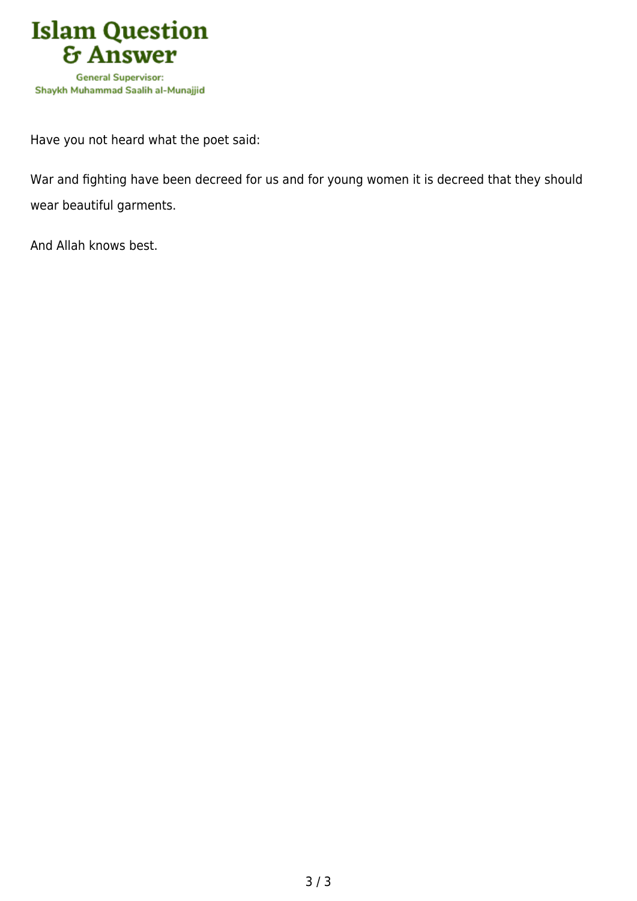Have you not heard what the poet said:

War and fighting have been decreed for us and for young women it is decreed that they should wear beautiful garments.

And Allah knows best.